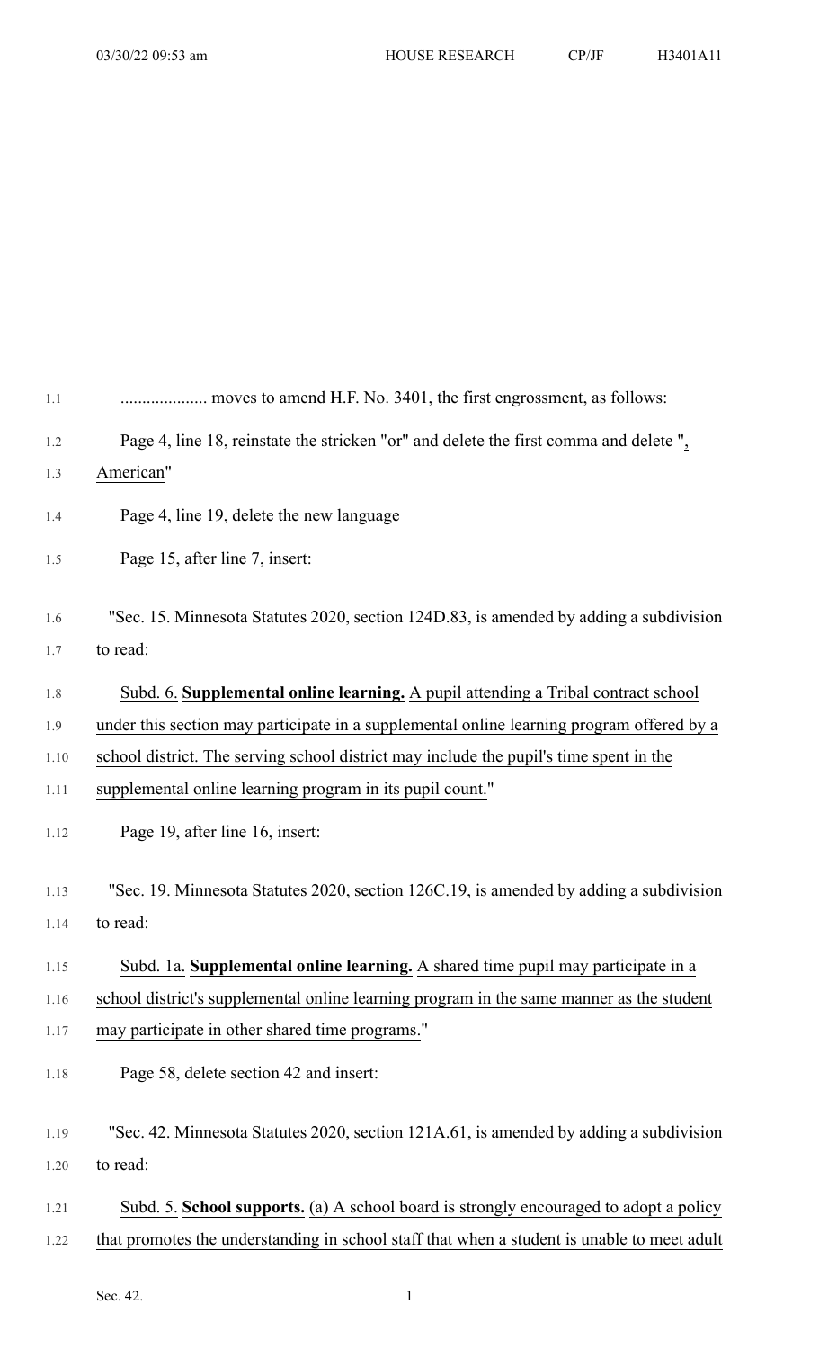.................... moves to amend H.F. No. 3401, the first engrossment, as follows:

Page 4, line 18, reinstate the stricken "or" and delete the first comma and delete ", American"

Page 4, line 19, delete the new language

Page 15, after line 7, insert:

"Sec. 15. Minnesota Statutes 2020, section 124D.83, is amended by adding a subdivision to read:

Subd. 6. **Supplemental online learning.** A pupil attending a Tribal contract school under this section may participate in a supplemental online learning program offered by a school district. The serving school district may include the pupil's time spent in the supplemental online learning program in its pupil count."

Page 19, after line 16, insert:

"Sec. 19. Minnesota Statutes 2020, section 126C.19, is amended by adding a subdivision to read:

Subd. 1a. **Supplemental online learning.** A shared time pupil may participate in a school district's supplemental online learning program in the same manner as the student may participate in other shared time programs."

Page 58, delete section 42 and insert:

"Sec. 42. Minnesota Statutes 2020, section 121A.61, is amended by adding a subdivision to read:

Subd. 5. **School supports.** (a) A school board is strongly encouraged to adopt a policy that promotes the understanding in school staff that when a student is unable to meet adult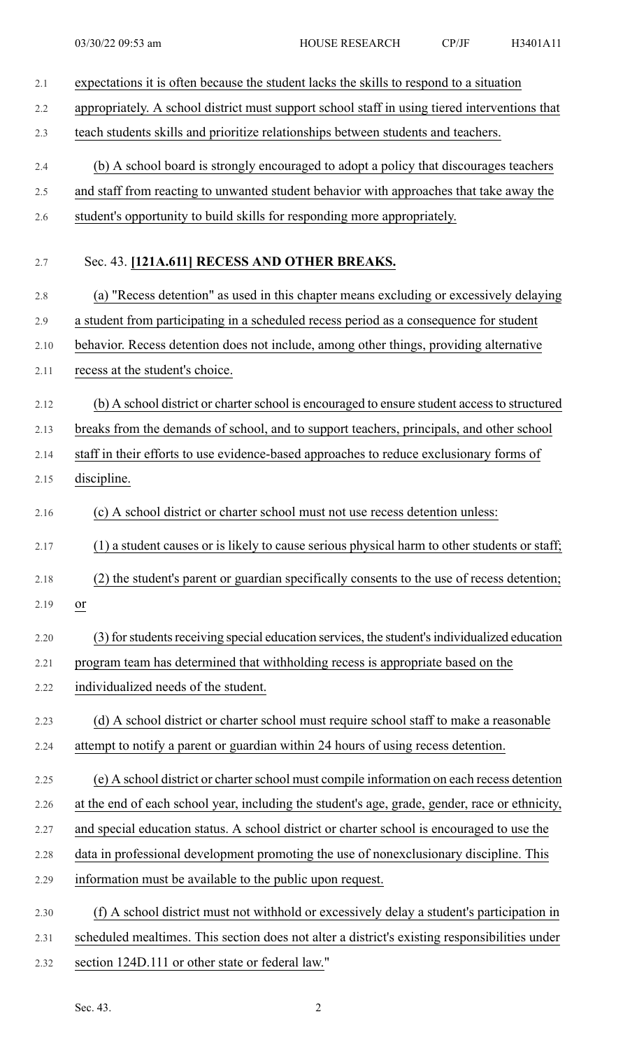expectations it is often because the student lacks the skills to respond to a situation appropriately. A school district must support school staff in using tiered interventions that teach students skills and prioritize relationships between students and teachers.

(b) A school board is strongly encouraged to adopt a policy that discourages teachers and staff from reacting to unwanted student behavior with approaches that take away the student's opportunity to build skills for responding more appropriately.

Sec. 43. **[121A.611] RECESS AND OTHER BREAKS.**

(a) "Recess detention" as used in this chapter means excluding or excessively delaying a student from participating in a scheduled recess period as a consequence for student behavior. Recess detention does not include, among other things, providing alternative recess at the student's choice.

(b) A school district or charter school is encouraged to ensure student access to structured breaks from the demands of school, and to support teachers, principals, and other school staff in their efforts to use evidence-based approaches to reduce exclusionary forms of discipline.

(c) A school district or charter school must not use recess detention unless:

(1) a student causes or is likely to cause serious physical harm to other students or staff;

(2) the student's parent or guardian specifically consents to the use of recess detention; or

(3) for students receiving special education services, the student's individualized education program team has determined that withholding recess is appropriate based on the individualized needs of the student.

(d) A school district or charter school must require school staff to make a reasonable attempt to notify a parent or guardian within 24 hours of using recess detention.

(e) A school district or charter school must compile information on each recess detention at the end of each school year, including the student's age, grade, gender, race or ethnicity, and special education status. A school district or charter school is encouraged to use the data in professional development promoting the use of nonexclusionary discipline. This information must be available to the public upon request.

(f) A school district must not withhold or excessively delay a student's participation in scheduled mealtimes. This section does not alter a district's existing responsibilities under section 124D.111 or other state or federal law."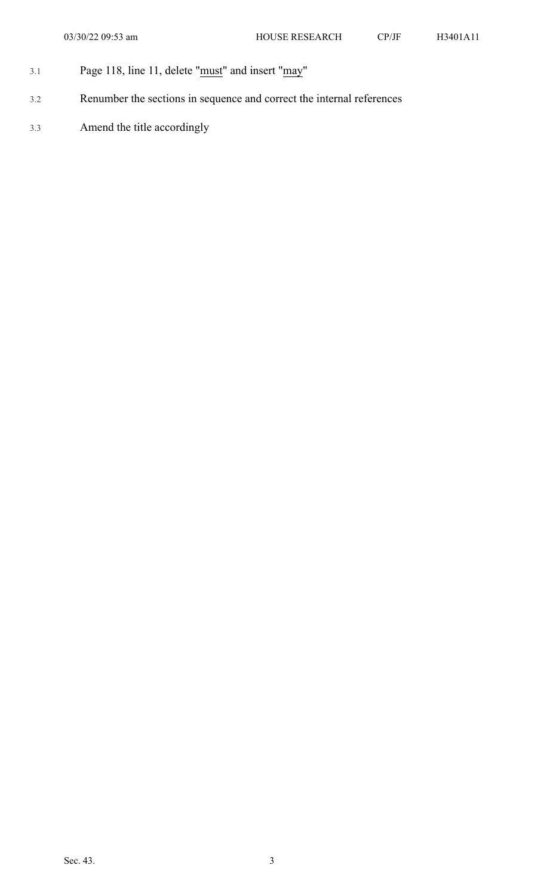3.1 Page 118, line 11, delete "must" and insert "may"

3.2 Renumber the sections in sequence and correct the internal references

3.3 Amend the title accordingly